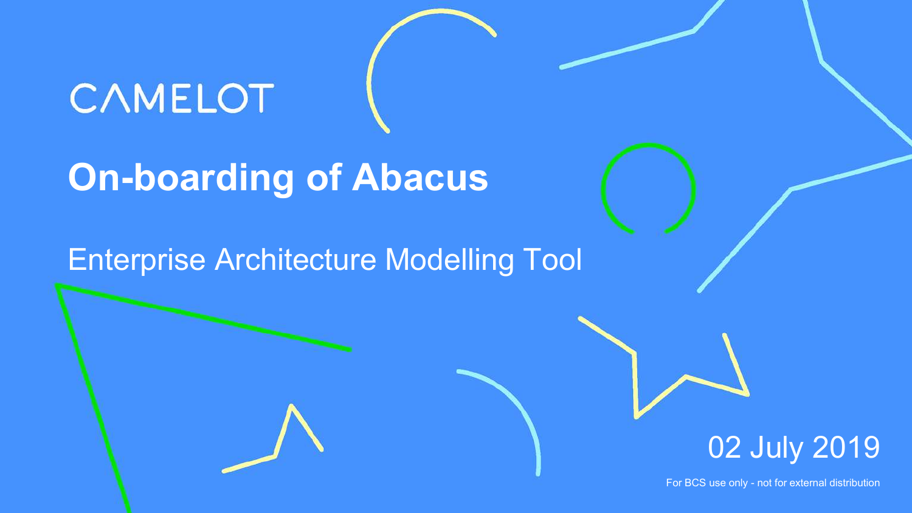CAMELOT

# On-boarding of Abacus

## Enterprise Architecture Modelling Tool

02 July 2019

For BCS use only - not for external distribution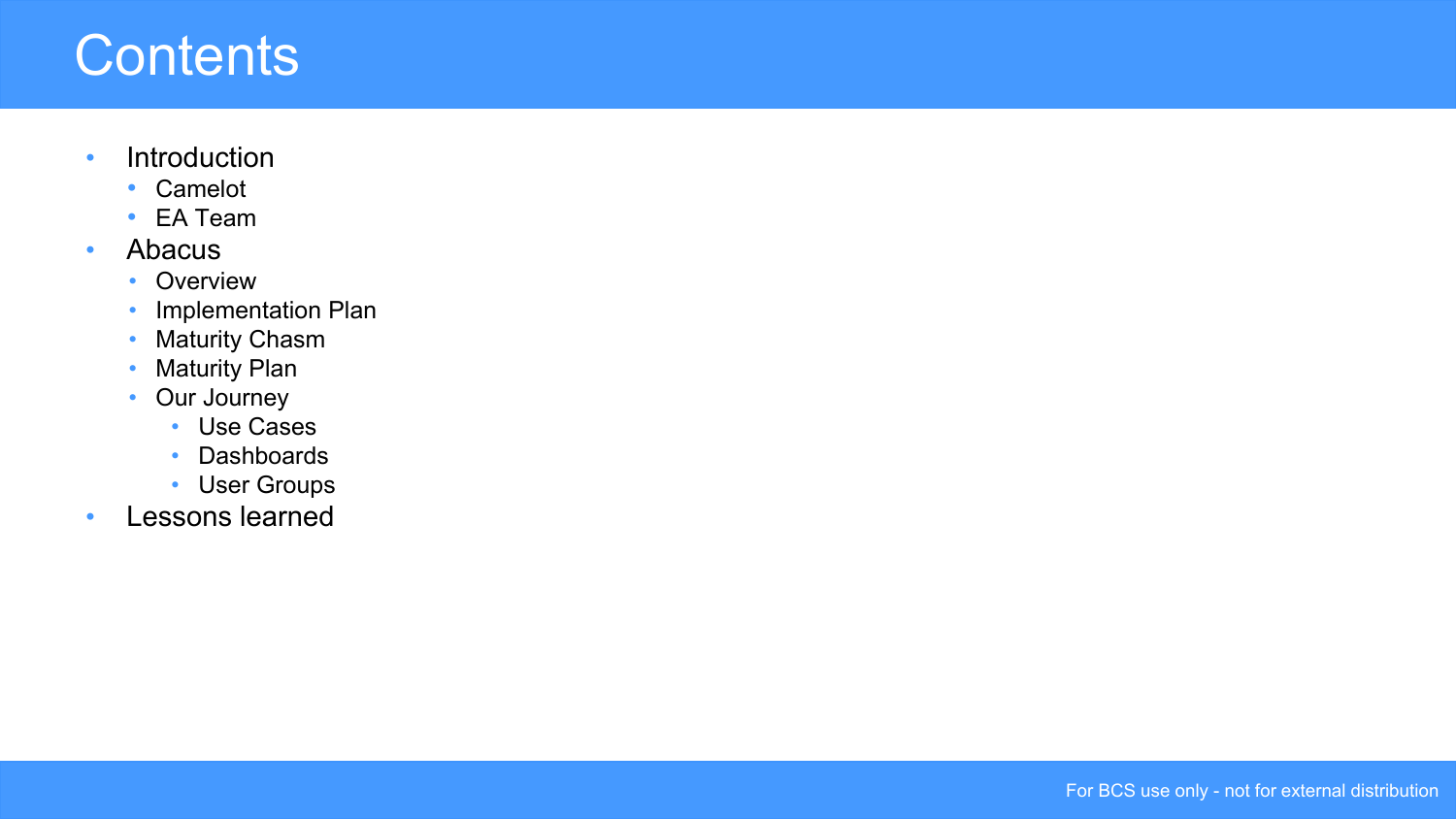# Contents

- Introduction
  - Camelot
  - EA Team
- Abacus
  - Overview
  - Implementation Plan
  - Maturity Chasm
  - Maturity Plan
  - Our Journey
    - Use Cases
    - Dashboards
    - User Groups
- Lessons learned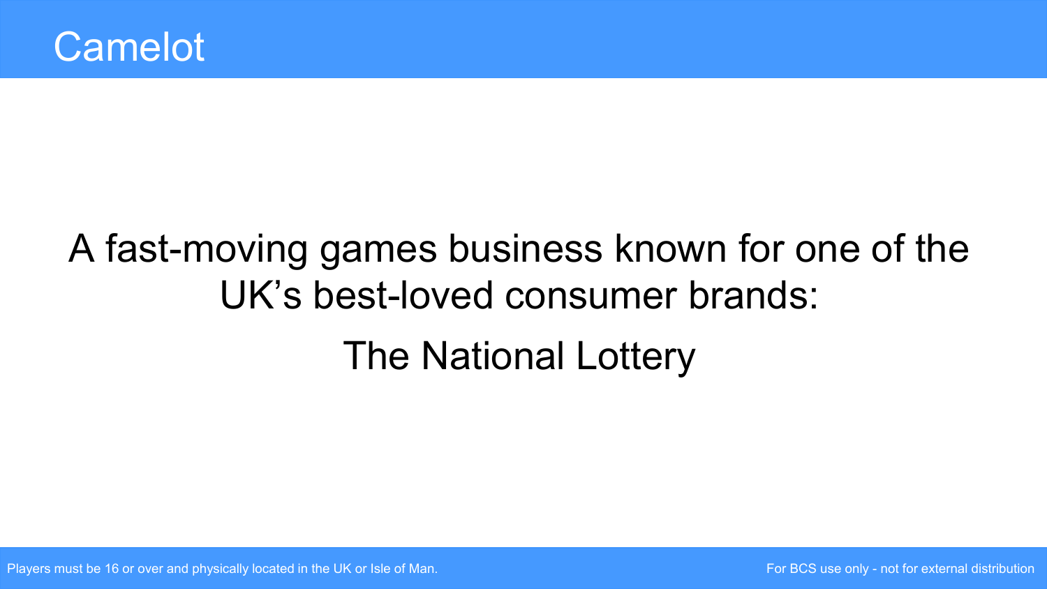# Camelot

A fast-moving games business known for one of the UK's best-loved consumer brands:

The National Lottery

Players must be 16 or over and physically located in the UK or Isle of Man.

For BCS use only - not for external distribution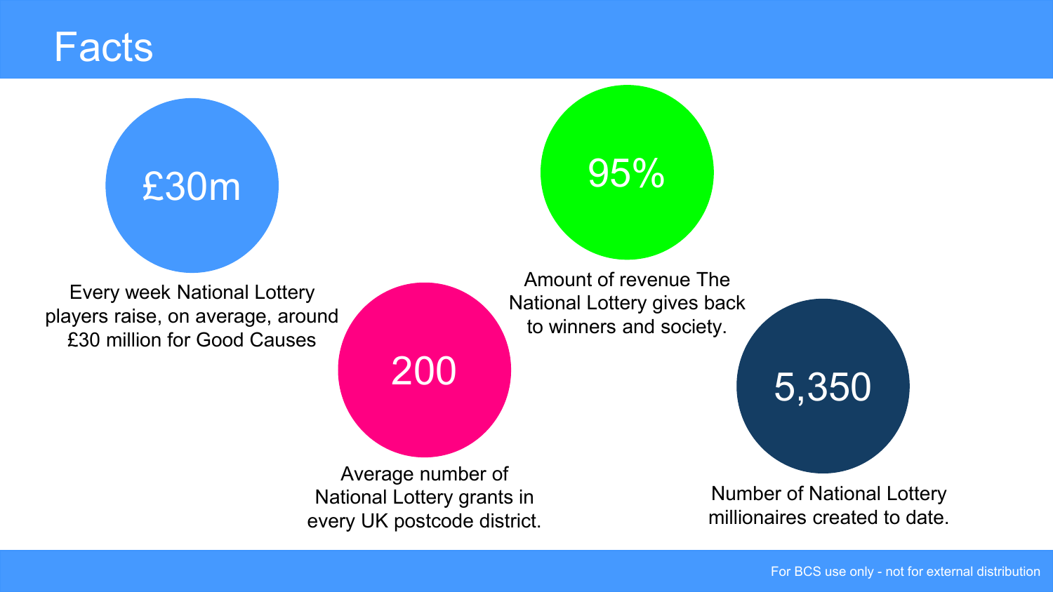# Facts

**£30m**

Every week National Lottery players raise, on average, around £30 million for Good Causes

**95%**

Amount of revenue The National Lottery gives back to winners and society.

**200**

Average number of National Lottery grants in every UK postcode district.

**5,350**

Number of National Lottery millionaires created to date.

For BCS use only - not for external distribution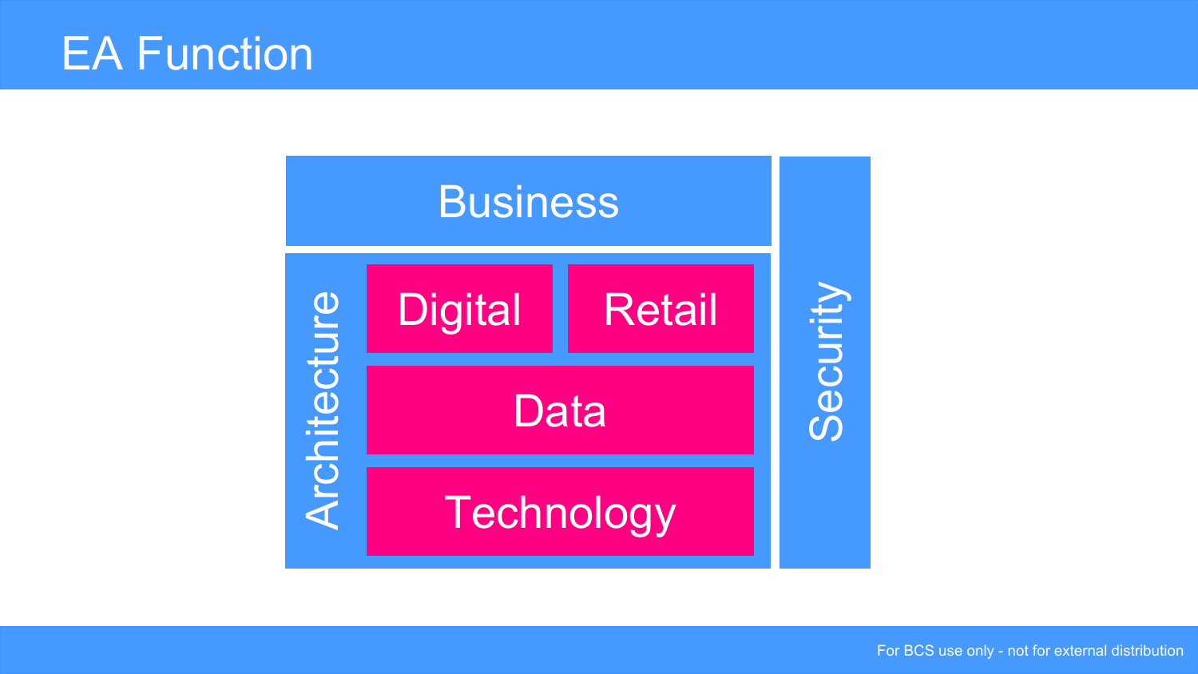# EA Function

Business

Architecture

- Digital
- Retail
- Data
- Technology

Security

For BCS use only - not for external distribution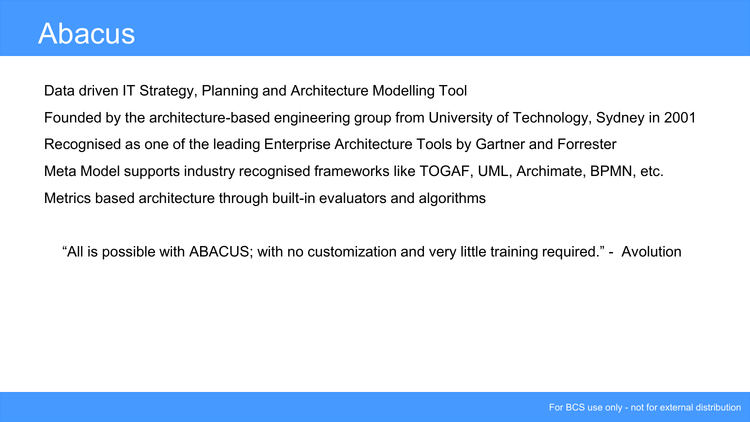# Abacus

Data driven IT Strategy, Planning and Architecture Modelling Tool

Founded by the architecture-based engineering group from University of Technology, Sydney in 2001

Recognised as one of the leading Enterprise Architecture Tools by Gartner and Forrester

Meta Model supports industry recognised frameworks like TOGAF, UML, Archimate, BPMN, etc.

Metrics based architecture through built-in evaluators and algorithms

> “All is possible with ABACUS; with no customization and very little training required.” - Avolution

For BCS use only - not for external distribution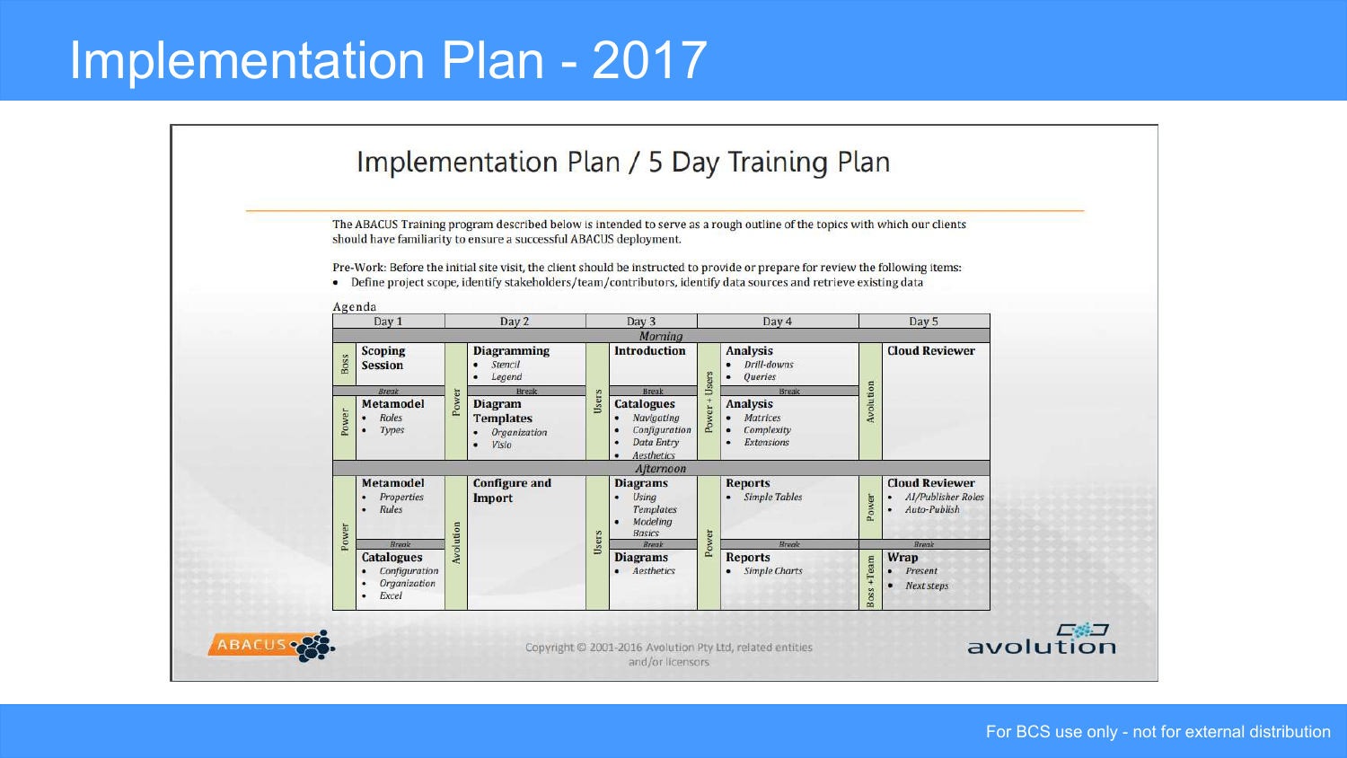# Implementation Plan - 2017

## Implementation Plan / 5 Day Training Plan

The ABACUS Training program described below is intended to serve as a rough outline of the topics with which our clients should have familiarity to ensure a successful ABACUS deployment.

Pre-Work: Before the initial site visit, the client should be instructed to provide or prepare for review the following items:

- Define project scope, identify stakeholders/team/contributors, identify data sources and retrieve existing data

Agenda

| | Day 1 | | Day 2 | | Day 3 | | Day 4 | | Day 5 |
|---|---|---|---|---|---|---|---|---|---|
| **Morning** | | | | | | | | | |
| Boss | **Scoping Session** | Power | **Diagramming**<br>• *Stencil*<br>• *Legend* | Users | **Introduction** | Power + Users | **Analysis**<br>• *Drill-downs*<br>• *Queries* | Avolution | **Cloud Reviewer** |
| | *Break* | | *Break* | | *Break* | | *Break* | | |
| Power | **Metamodel**<br>• *Roles*<br>• *Types* | Power | **Diagram Templates**<br>• *Organization*<br>• *Visio* | Users | **Catalogues**<br>• *Navigating*<br>• *Configuration*<br>• *Data Entry*<br>• *Aesthetics* | Power + Users | **Analysis**<br>• *Matrices*<br>• *Complexity*<br>• *Extensions* | Avolution | |
| **Afternoon** | | | | | | | | | |
| Power | **Metamodel**<br>• *Properties*<br>• *Rules* | Avolution | **Configure and Import** | Users | **Diagrams**<br>• *Using Templates*<br>• *Modeling Basics* | Power | **Reports**<br>• *Simple Tables* | Power | **Cloud Reviewer**<br>• *AI/Publisher Roles*<br>• *Auto-Publish* |
| | *Break* | | | | *Break* | | *Break* | | *Break* |
| Power | **Catalogues**<br>• *Configuration*<br>• *Organization*<br>• *Excel* | Avolution | | Users | **Diagrams**<br>• *Aesthetics* | Power | **Reports**<br>• *Simple Charts* | Boss +Team | **Wrap**<br>• *Present*<br>• *Next steps* |

ABACUS

Copyright © 2001-2016 Avolution Pty Ltd, related entities and/or licensors

avolution

For BCS use only - not for external distribution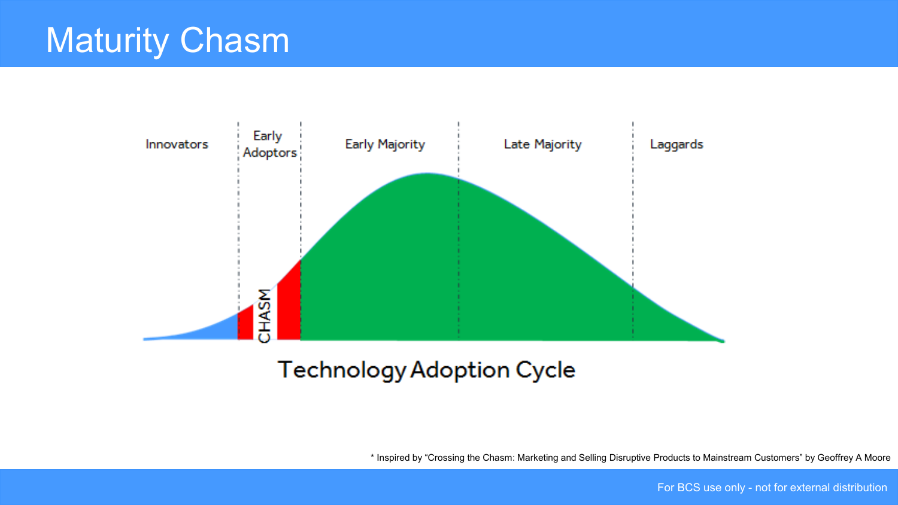# Maturity Chasm

Innovators | Early Adoptors | Early Majority | Late Majority | Laggards

CHASM

Technology Adoption Cycle

* Inspired by "Crossing the Chasm: Marketing and Selling Disruptive Products to Mainstream Customers" by Geoffrey A Moore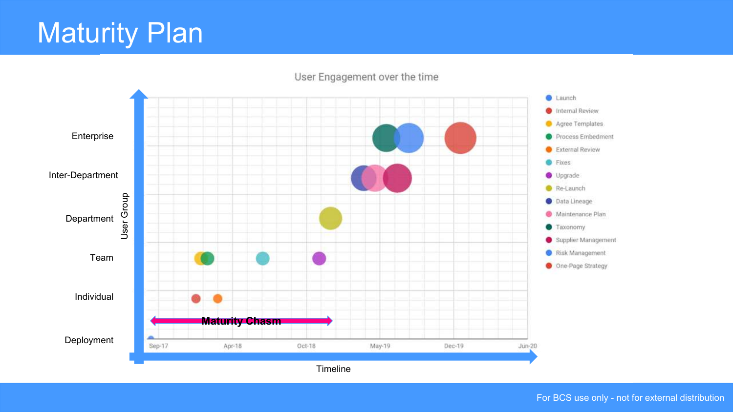# Maturity Plan

User Engagement over the time

Enterprise

Inter-Department

Department

Team

Individual

Deployment

User Group

Maturity Chasm

Sep-17 Apr-18 Oct-18 May-19 Dec-19 Jun-20

Timeline

- Launch
- Internal Review
- Agree Templates
- Process Embedment
- External Review
- Fixes
- Upgrade
- Re-Launch
- Data Lineage
- Maintenance Plan
- Taxonomy
- Supplier Management
- Risk Management
- One-Page Strategy

For BCS use only - not for external distribution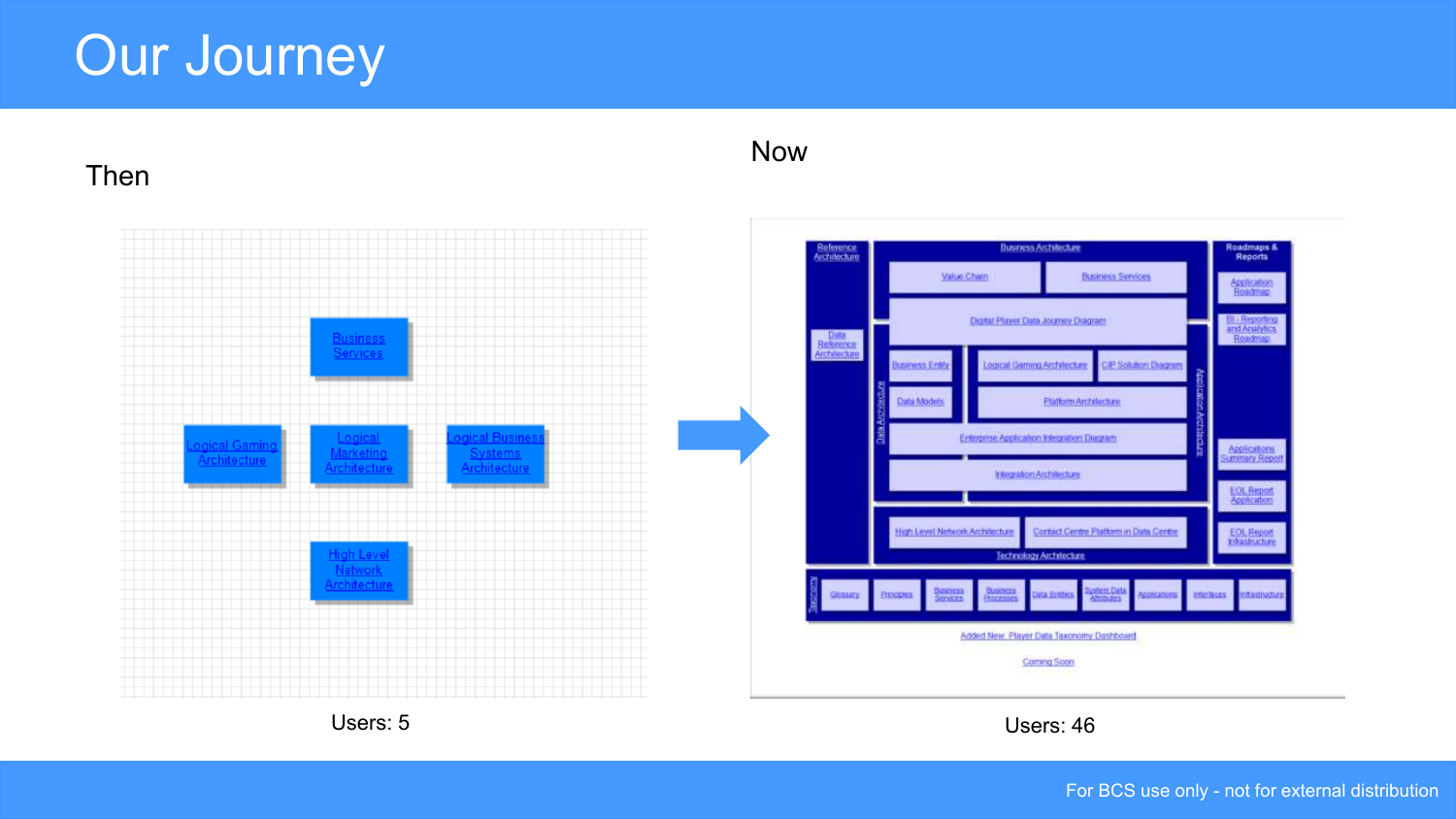# Our Journey

Then

Business Services

Logical Gaming Architecture

Logical Marketing Architecture

Logical Business Systems Architecture

High Level Network Architecture

Users: 5

Now

Reference Architecture

Data Reference Architecture

Business Architecture

Value Chain

Business Services

Digital Player Data Journey Diagram

Data Architecture

Business Entity

Logical Gaming Architecture

CIP Solution Diagram

Data Models

Platform Architecture

Enterprise Application Integration Diagram

Integration Architecture

Application Architecture

High Level Network Architecture

Contact Centre Platform in Data Centre

Technology Architecture

Roadmaps & Reports

Application Roadmap

BI - Reporting and Analytics Roadmap

Applications Summary Report

EOL Report Application

EOL Report Infrastructure

Taxonomy

Glossary

Principles

Business Services

Business Processes

Data Entities

System Data Attributes

Applications

Interfaces

Infrastructure

Added New Player Data Taxonomy Dashboard

Coming Soon

Users: 46

For BCS use only - not for external distribution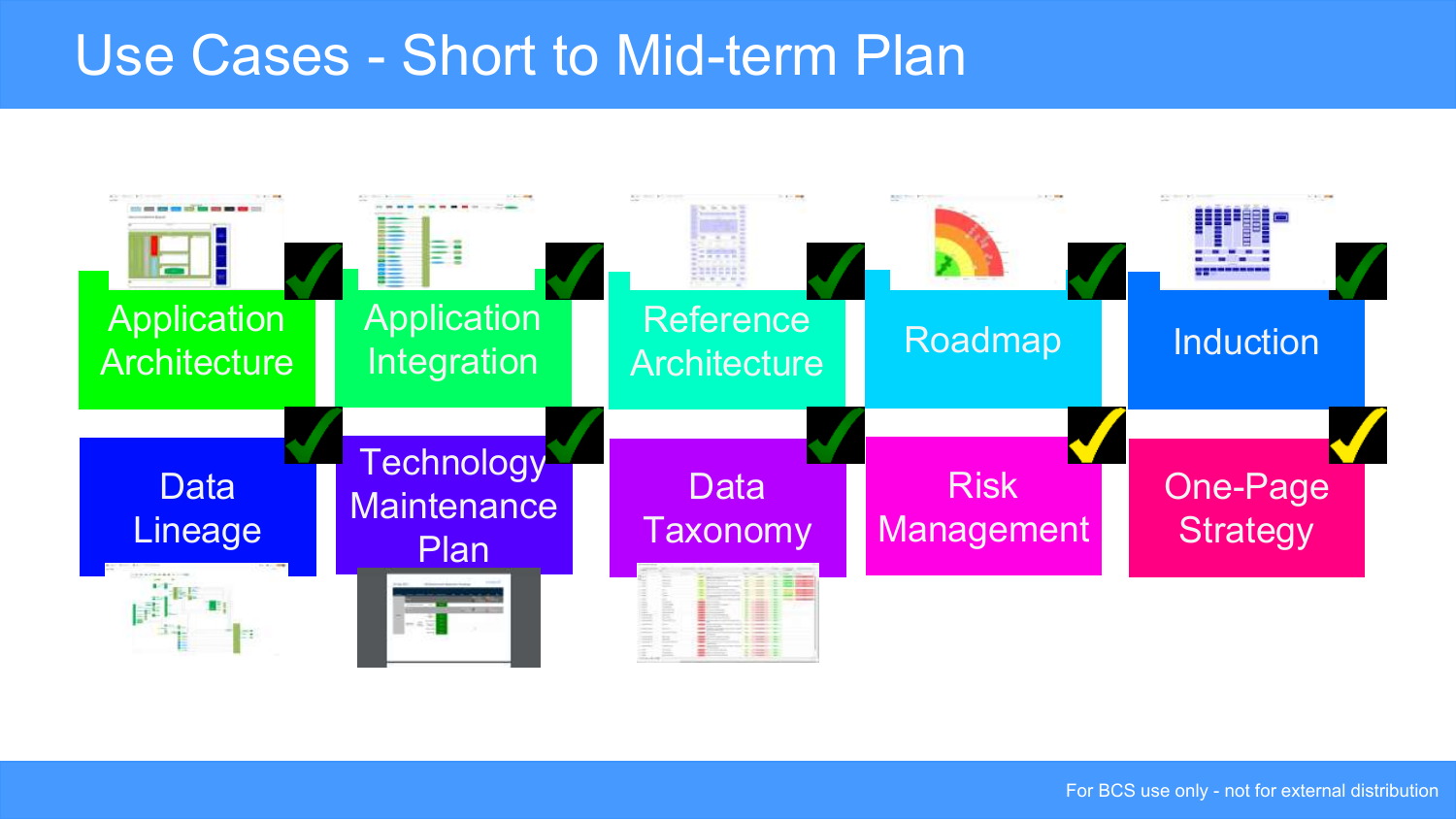# Use Cases - Short to Mid-term Plan

- Application Architecture ✓
- Application Integration ✓
- Reference Architecture ✓
- Roadmap ✓
- Induction ✓
- Data Lineage ✓
- Technology Maintenance Plan ✓
- Data Taxonomy ✓
- Risk Management ✓
- One-Page Strategy ✓

For BCS use only - not for external distribution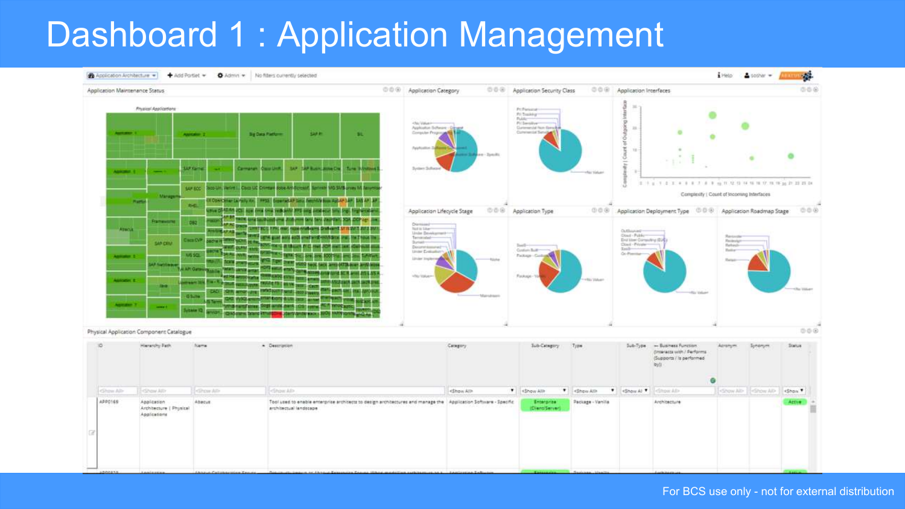# Dashboard 1 : Application Management

Application Architecture ▾ | + Add Portlet ▾ | Admin ▾ | No filters currently selected

Application Maintenance Status | Application Category | Application Security Class | Application Interfaces

Application Lifecycle Stage | Application Type | Application Deployment Type | Application Roadmap Stage

Physical Application Component Catalogue

| ID | Hierarchy Path | Name | Description | Category | Sub-Category | Type | Sub-Type | Business Function (Interacts with / Performs (Supports / Is performed by)) | Acronym | Synonym | Status |
|---|---|---|---|---|---|---|---|---|---|---|---|
| APP0169 | Application Architecture \| Physical Applications | Abacus | Tool used to enable enterprise architects to design architectures and manage the architectural landscape | Application Software - Specific | Enterprise (Client/Server) | Package - Vanilla | | Architecture | | | Active |

For BCS use only - not for external distribution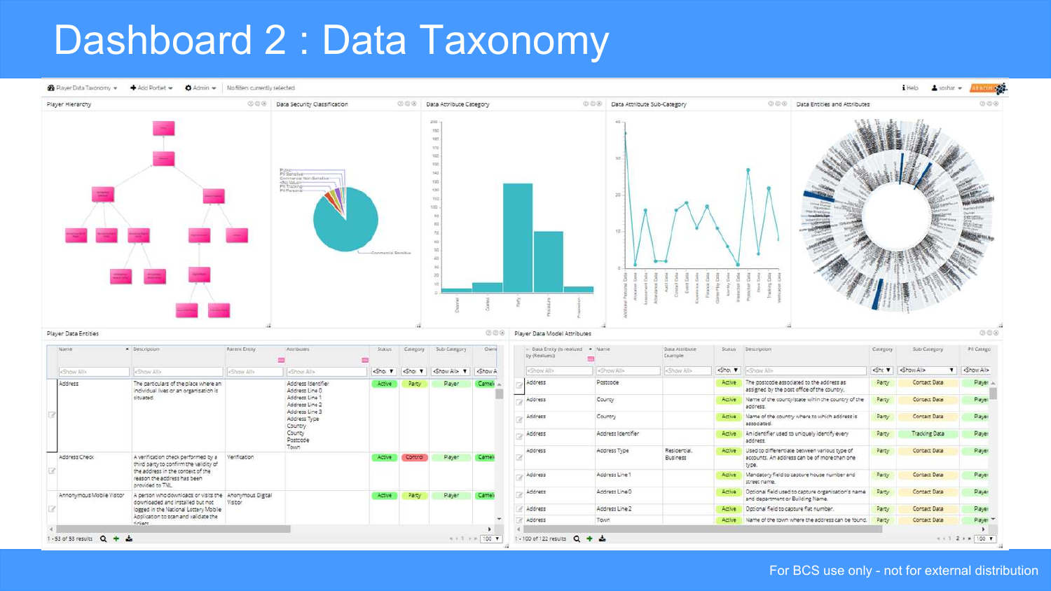# Dashboard 2 : Data Taxonomy

Player Data Taxonomy ▾ | Add Portlet ▾ | Admin ▾ | No filters currently selected

Player Hierarchy

Data Security Classification

Data Attribute Category

Data Attribute Sub-Category

Data Entities and Attributes

Player Data Entities

| Name | Description | Parent Entity | Attributes | Status | Category | Sub-Category | Owner |
|---|---|---|---|---|---|---|---|
| Address | The particulars of the place where an individual lives or an organisation is situated. | | Address Identifier, Address Line 0, Address Line 1, Address Line 2, Address Line 3, Address Type, Country, County, Postcode, Town | Active | Party | Player | Camel |
| Address Check | A verification check performed by a third party to confirm the validity of the address in the context of the reason the address has been provided to TNL. | Verification | | Active | Control | Player | Camel |
| Anonymous Mobile Visitor | A person who downloads or visits the downloaded and installed but not logged in the National Lottery Mobile Application to scan and validate the tickets. | Anonymous Digital Visitor | | Active | Party | Player | Camel |

1 - 53 of 53 results

Player Data Model Attributes

| Data Entity (is realized by (Realizes)) | Name | Data Attribute Example | Status | Description | Category | Sub-Category | PII Category |
|---|---|---|---|---|---|---|---|
| Address | Postcode | | Active | The postcode associated to the address as assigned by the post office of the country. | Party | Contact Data | Player |
| Address | County | | Active | Name of the county/state within the country of the address. | Party | Contact Data | Player |
| Address | Country | | Active | Name of the country where to which address is associated. | Party | Contact Data | Player |
| Address | Address Identifier | | Active | An identifier used to uniquely identify every address. | Party | Tracking Data | Player |
| Address | Address Type | Residential, Business | Active | Used to differentiate between various type of accounts. An address can be of more than one type. | Party | Contact Data | Player |
| Address | Address Line 1 | | Active | Mandatory field to capture house number and street name. | Party | Contact Data | Player |
| Address | Address Line 0 | | Active | Optional field used to capture organisation's name and department or Building Name. | Party | Contact Data | Player |
| Address | Address Line 2 | | Active | Optional field to capture flat number. | Party | Contact Data | Player |
| Address | Town | | Active | Name of the town where the address can be found. | Party | Contact Data | Player |

1 - 100 of 122 results

For BCS use only - not for external distribution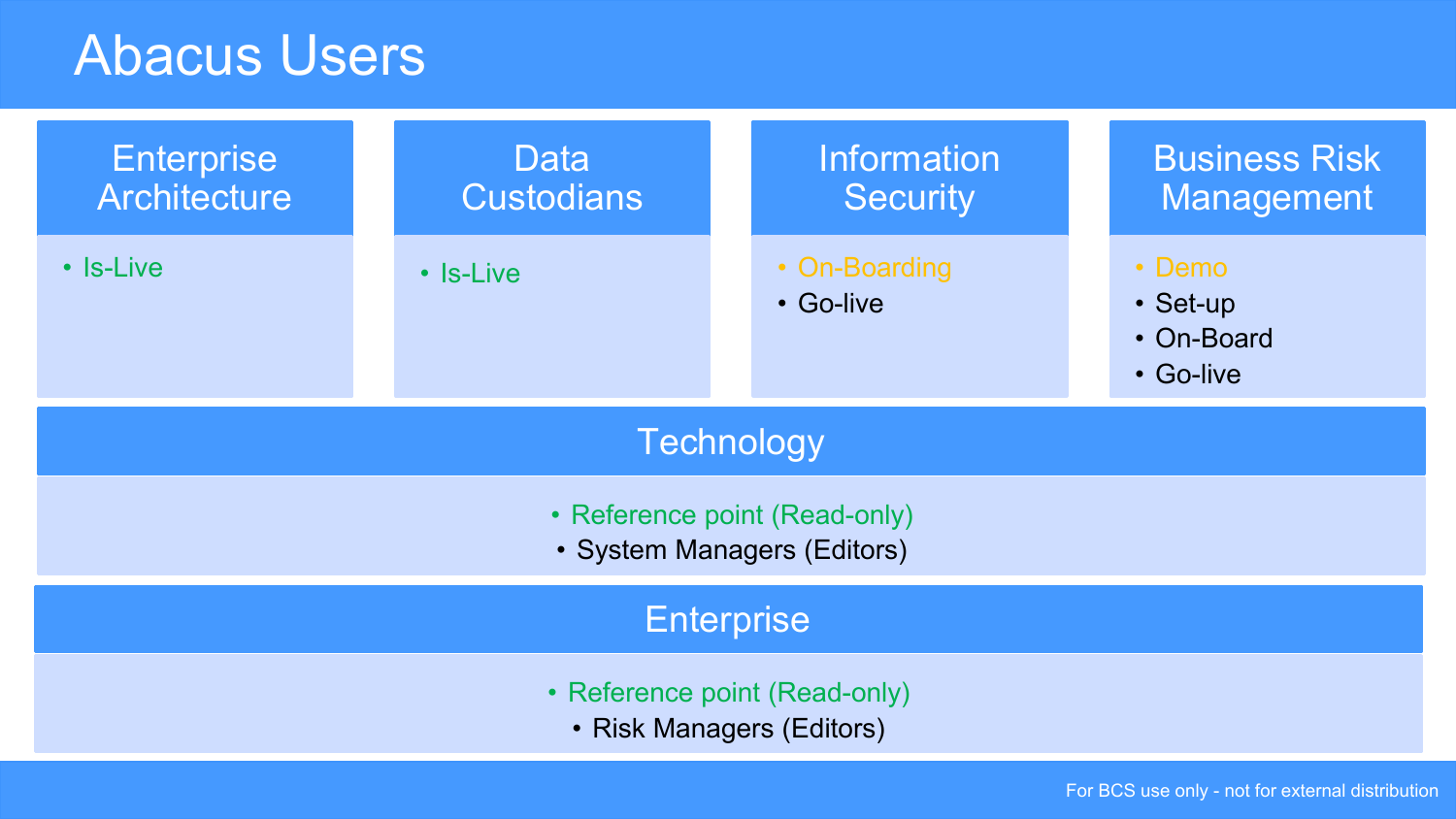# Abacus Users

## Enterprise Architecture

- Is-Live

## Data Custodians

- Is-Live

## Information Security

- On-Boarding
- Go-live

## Business Risk Management

- Demo
- Set-up
- On-Board
- Go-live

## Technology

- Reference point (Read-only)
- System Managers (Editors)

## Enterprise

- Reference point (Read-only)
- Risk Managers (Editors)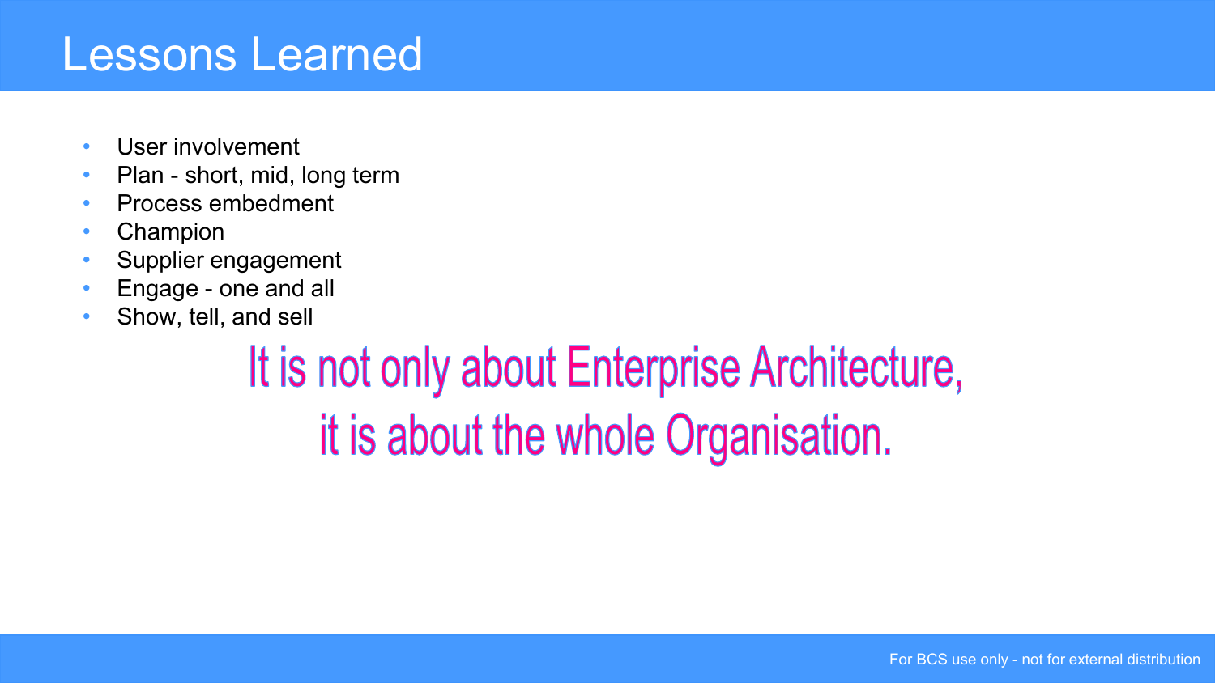# Lessons Learned

- User involvement
- Plan - short, mid, long term
- Process embedment
- Champion
- Supplier engagement
- Engage - one and all
- Show, tell, and sell

**It is not only about Enterprise Architecture, it is about the whole Organisation.**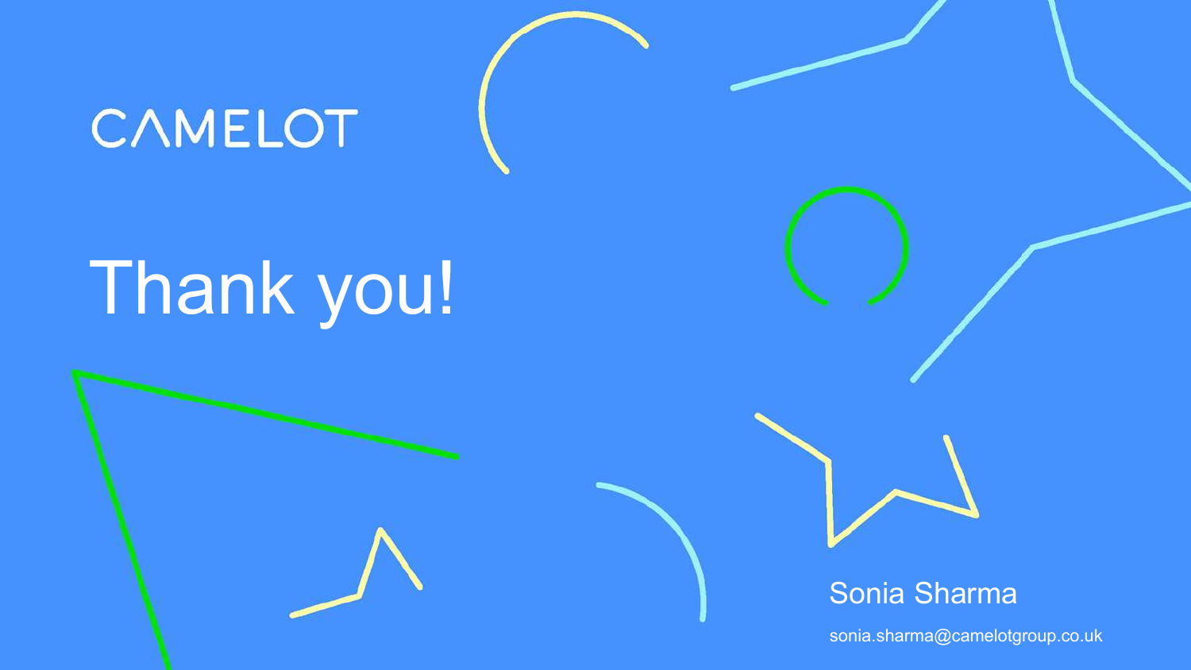CAMELOT

# Thank you!

Sonia Sharma

sonia.sharma@camelotgroup.co.uk